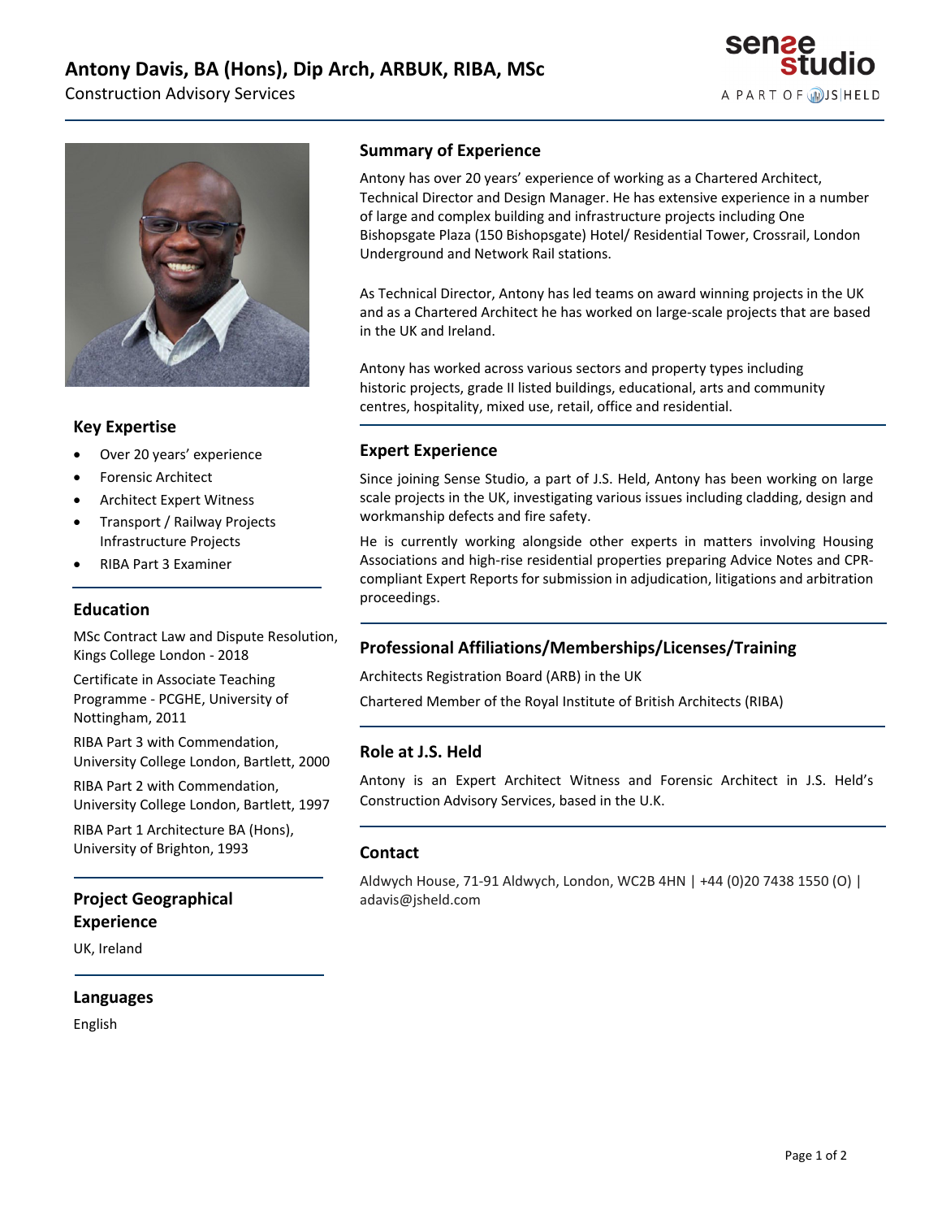# Antony Davis, BA (Hons), Dip Arch, ARBUK, RIBA, MSc

Construction Advisory Services

## Summary of Experience

Antony has over 20 years' experience of working as a Chartered Architect, Technical Director and Design Manager. He has extensive experience in a number of large and complex building and infrastructure projects including One Bishopsgate Plaza (150 Bishopsgate) Hotel/ Residential Tower, Crossrail, London Underground and Network Rail stations.

As Technical Director, Antony has led teams on award winning projects in the UK and as a Chartered Architect he has worked on large-scale projects that are based in the UK and Ireland.

Antony has worked across various sectors and property types including historic projects, grade II listed buildings, educational, arts and community centres, hospitality, mixed use, retail, office and residential.

## Expert Experience

Since joining Sense Studio, a part of J.S. Held, Antony has been working on large scale projects in the UK, investigating various issues including cladding, design and workmanship defects and fire safety.

He is currently working alongside other experts in matters involving Housing Associations and high-rise residential properties preparing Advice Notes and CPR-compliant Expert Reports for submission in adjudication, litigations and arbitration proceedings.

## Professional Affiliations/Memberships/Licenses/Training

Architects Registration Board (ARB) in the UK

Chartered Member of the Royal Institute of British Architects (RIBA)

## Role at J.S. Held

Antony is an Expert Architect Witness and Forensic Architect in J.S. Held's Construction Advisory Services, based in the U.K.

## Contact

Aldwych House, 71-91 Aldwych, London, WC2B 4HN | +44 (0)20 7438 1550 (O) | adavis@jsheld.com

## Key Expertise

- Over 20 years' experience
- Forensic Architect
- Architect Expert Witness
- Transport / Railway Projects Infrastructure Projects
- RIBA Part 3 Examiner

## Education

MSc Contract Law and Dispute Resolution, Kings College London - 2018

Certificate in Associate Teaching Programme - PCGHE, University of Nottingham, 2011

RIBA Part 3 with Commendation, University College London, Bartlett, 2000

RIBA Part 2 with Commendation, University College London, Bartlett, 1997

RIBA Part 1 Architecture BA (Hons), University of Brighton, 1993

## Project Geographical Experience

UK, Ireland

## Languages

English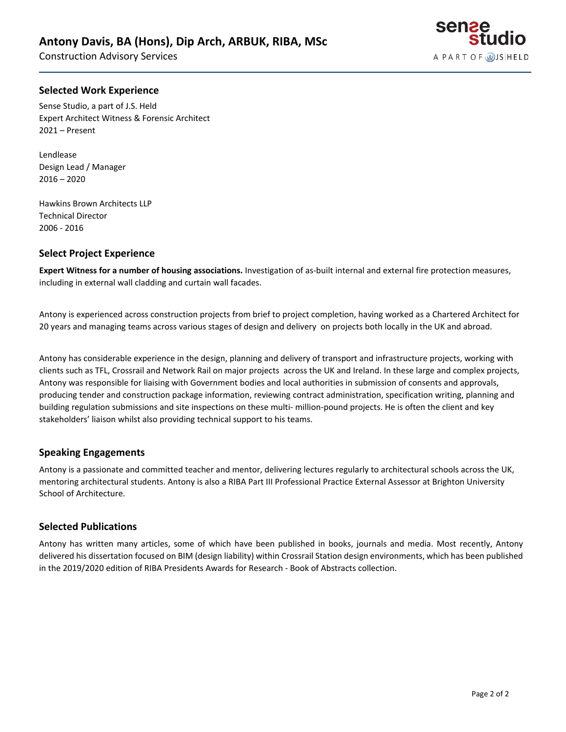# Antony Davis, BA (Hons), Dip Arch, ARBUK, RIBA, MSc

Construction Advisory Services

## Selected Work Experience

Sense Studio, a part of J.S. Held
Expert Architect Witness & Forensic Architect
2021 – Present

Lendlease
Design Lead / Manager
2016 – 2020

Hawkins Brown Architects LLP
Technical Director
2006 - 2016

## Select Project Experience

**Expert Witness for a number of housing associations.** Investigation of as-built internal and external fire protection measures, including in external wall cladding and curtain wall facades.

Antony is experienced across construction projects from brief to project completion, having worked as a Chartered Architect for 20 years and managing teams across various stages of design and delivery on projects both locally in the UK and abroad.

Antony has considerable experience in the design, planning and delivery of transport and infrastructure projects, working with clients such as TFL, Crossrail and Network Rail on major projects across the UK and Ireland. In these large and complex projects, Antony was responsible for liaising with Government bodies and local authorities in submission of consents and approvals, producing tender and construction package information, reviewing contract administration, specification writing, planning and building regulation submissions and site inspections on these multi- million-pound projects. He is often the client and key stakeholders' liaison whilst also providing technical support to his teams.

## Speaking Engagements

Antony is a passionate and committed teacher and mentor, delivering lectures regularly to architectural schools across the UK, mentoring architectural students. Antony is also a RIBA Part III Professional Practice External Assessor at Brighton University School of Architecture.

## Selected Publications

Antony has written many articles, some of which have been published in books, journals and media. Most recently, Antony delivered his dissertation focused on BIM (design liability) within Crossrail Station design environments, which has been published in the 2019/2020 edition of RIBA Presidents Awards for Research - Book of Abstracts collection.